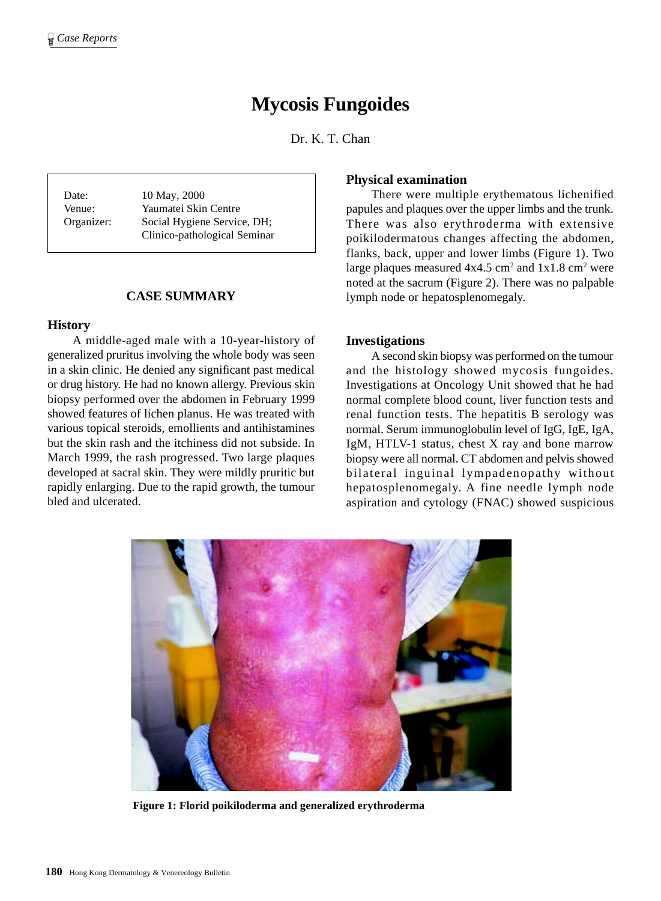# Mycosis Fungoides

Dr. K. T. Chan

Date: 10 May, 2000
Venue: Yaumatei Skin Centre
Organizer: Social Hygiene Service, DH; Clinico-pathological Seminar

## CASE SUMMARY

### History

A middle-aged male with a 10-year-history of generalized pruritus involving the whole body was seen in a skin clinic. He denied any significant past medical or drug history. He had no known allergy. Previous skin biopsy performed over the abdomen in February 1999 showed features of lichen planus. He was treated with various topical steroids, emollients and antihistamines but the skin rash and the itchiness did not subside. In March 1999, the rash progressed. Two large plaques developed at sacral skin. They were mildly pruritic but rapidly enlarging. Due to the rapid growth, the tumour bled and ulcerated.

### Physical examination

There were multiple erythematous lichenified papules and plaques over the upper limbs and the trunk. There was also erythroderma with extensive poikilodermatous changes affecting the abdomen, flanks, back, upper and lower limbs (Figure 1). Two large plaques measured 4x4.5 $cm^2$ and 1x1.8 $cm^2$ were noted at the sacrum (Figure 2). There was no palpable lymph node or hepatosplenomegaly.

### Investigations

A second skin biopsy was performed on the tumour and the histology showed mycosis fungoides. Investigations at Oncology Unit showed that he had normal complete blood count, liver function tests and renal function tests. The hepatitis B serology was normal. Serum immunoglobulin level of IgG, IgE, IgA, IgM, HTLV-1 status, chest X ray and bone marrow biopsy were all normal. CT abdomen and pelvis showed bilateral inguinal lympadenopathy without hepatosplenomegaly. A fine needle lymph node aspiration and cytology (FNAC) showed suspicious

**Figure 1: Florid poikiloderma and generalized erythroderma**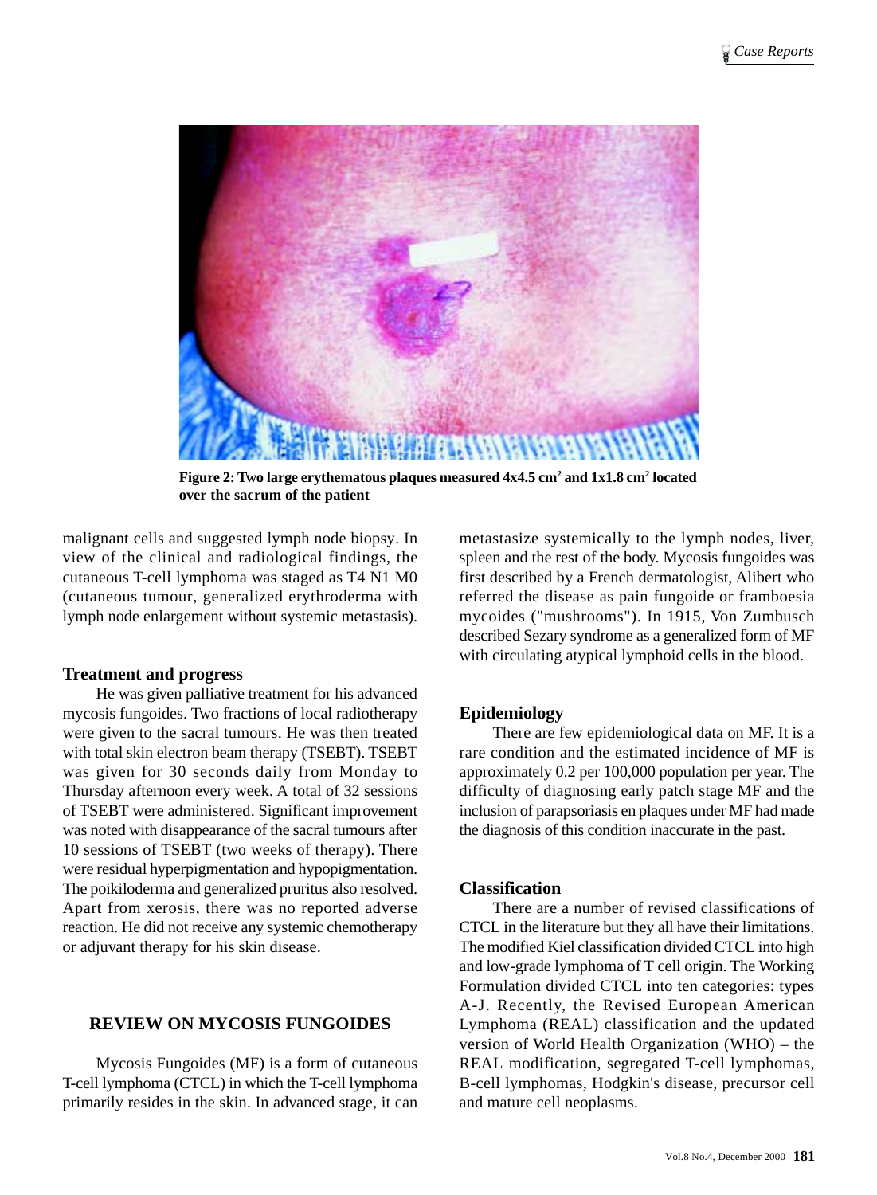Figure 2: Two large erythematous plaques measured 4x4.5 cm$^2$ and 1x1.8 cm$^2$ located over the sacrum of the patient

malignant cells and suggested lymph node biopsy. In view of the clinical and radiological findings, the cutaneous T-cell lymphoma was staged as T4 N1 M0 (cutaneous tumour, generalized erythroderma with lymph node enlargement without systemic metastasis).

### Treatment and progress

He was given palliative treatment for his advanced mycosis fungoides. Two fractions of local radiotherapy were given to the sacral tumours. He was then treated with total skin electron beam therapy (TSEBT). TSEBT was given for 30 seconds daily from Monday to Thursday afternoon every week. A total of 32 sessions of TSEBT were administered. Significant improvement was noted with disappearance of the sacral tumours after 10 sessions of TSEBT (two weeks of therapy). There were residual hyperpigmentation and hypopigmentation. The poikiloderma and generalized pruritus also resolved. Apart from xerosis, there was no reported adverse reaction. He did not receive any systemic chemotherapy or adjuvant therapy for his skin disease.

## REVIEW ON MYCOSIS FUNGOIDES

Mycosis Fungoides (MF) is a form of cutaneous T-cell lymphoma (CTCL) in which the T-cell lymphoma primarily resides in the skin. In advanced stage, it can metastasize systemically to the lymph nodes, liver, spleen and the rest of the body. Mycosis fungoides was first described by a French dermatologist, Alibert who referred the disease as pain fungoide or framboesia mycoides ("mushrooms"). In 1915, Von Zumbusch described Sezary syndrome as a generalized form of MF with circulating atypical lymphoid cells in the blood.

### Epidemiology

There are few epidemiological data on MF. It is a rare condition and the estimated incidence of MF is approximately 0.2 per 100,000 population per year. The difficulty of diagnosing early patch stage MF and the inclusion of parapsoriasis en plaques under MF had made the diagnosis of this condition inaccurate in the past.

### Classification

There are a number of revised classifications of CTCL in the literature but they all have their limitations. The modified Kiel classification divided CTCL into high and low-grade lymphoma of T cell origin. The Working Formulation divided CTCL into ten categories: types A-J. Recently, the Revised European American Lymphoma (REAL) classification and the updated version of World Health Organization (WHO) – the REAL modification, segregated T-cell lymphomas, B-cell lymphomas, Hodgkin's disease, precursor cell and mature cell neoplasms.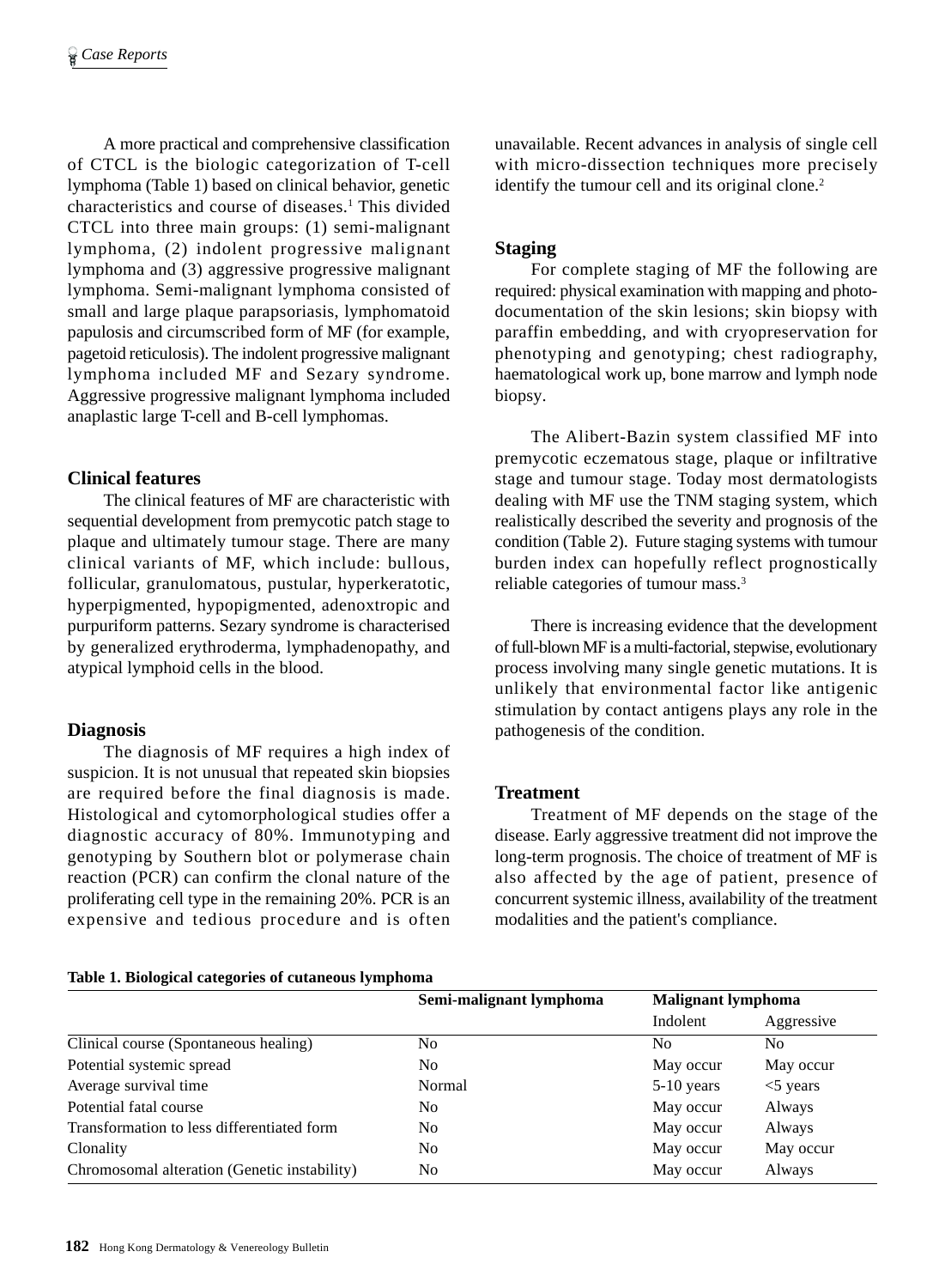A more practical and comprehensive classification of CTCL is the biologic categorization of T-cell lymphoma (Table 1) based on clinical behavior, genetic characteristics and course of diseases.[1] This divided CTCL into three main groups: (1) semi-malignant lymphoma, (2) indolent progressive malignant lymphoma and (3) aggressive progressive malignant lymphoma. Semi-malignant lymphoma consisted of small and large plaque parapsoriasis, lymphomatoid papulosis and circumscribed form of MF (for example, pagetoid reticulosis). The indolent progressive malignant lymphoma included MF and Sezary syndrome. Aggressive progressive malignant lymphoma included anaplastic large T-cell and B-cell lymphomas.

## Clinical features

The clinical features of MF are characteristic with sequential development from premycotic patch stage to plaque and ultimately tumour stage. There are many clinical variants of MF, which include: bullous, follicular, granulomatous, pustular, hyperkeratotic, hyperpigmented, hypopigmented, adenoxtropic and purpuriform patterns. Sezary syndrome is characterised by generalized erythroderma, lymphadenopathy, and atypical lymphoid cells in the blood.

## Diagnosis

The diagnosis of MF requires a high index of suspicion. It is not unusual that repeated skin biopsies are required before the final diagnosis is made. Histological and cytomorphological studies offer a diagnostic accuracy of 80%. Immunotyping and genotyping by Southern blot or polymerase chain reaction (PCR) can confirm the clonal nature of the proliferating cell type in the remaining 20%. PCR is an expensive and tedious procedure and is often unavailable. Recent advances in analysis of single cell with micro-dissection techniques more precisely identify the tumour cell and its original clone.[2]

## Staging

For complete staging of MF the following are required: physical examination with mapping and photo-documentation of the skin lesions; skin biopsy with paraffin embedding, and with cryopreservation for phenotyping and genotyping; chest radiography, haematological work up, bone marrow and lymph node biopsy.

The Alibert-Bazin system classified MF into premycotic eczematous stage, plaque or infiltrative stage and tumour stage. Today most dermatologists dealing with MF use the TNM staging system, which realistically described the severity and prognosis of the condition (Table 2). Future staging systems with tumour burden index can hopefully reflect prognostically reliable categories of tumour mass.[3]

There is increasing evidence that the development of full-blown MF is a multi-factorial, stepwise, evolutionary process involving many single genetic mutations. It is unlikely that environmental factor like antigenic stimulation by contact antigens plays any role in the pathogenesis of the condition.

## Treatment

Treatment of MF depends on the stage of the disease. Early aggressive treatment did not improve the long-term prognosis. The choice of treatment of MF is also affected by the age of patient, presence of concurrent systemic illness, availability of the treatment modalities and the patient's compliance.

**Table 1. Biological categories of cutaneous lymphoma**

| | Semi-malignant lymphoma | Malignant lymphoma | |
|---|---|---|---|
| | | Indolent | Aggressive |
| Clinical course (Spontaneous healing) | No | No | No |
| Potential systemic spread | No | May occur | May occur |
| Average survival time | Normal | 5-10 years | <5 years |
| Potential fatal course | No | May occur | Always |
| Transformation to less differentiated form | No | May occur | Always |
| Clonality | No | May occur | May occur |
| Chromosomal alteration (Genetic instability) | No | May occur | Always |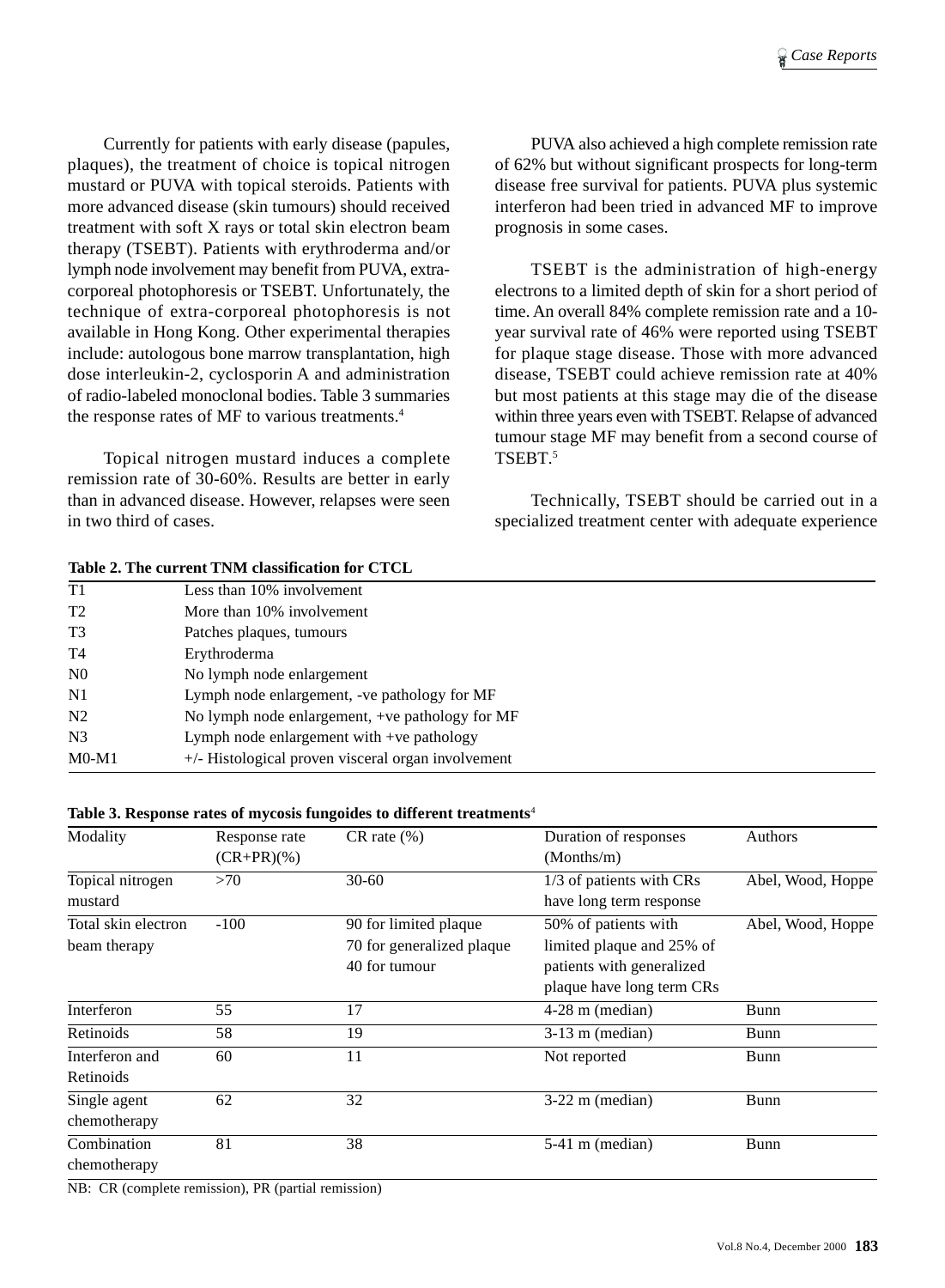Currently for patients with early disease (papules, plaques), the treatment of choice is topical nitrogen mustard or PUVA with topical steroids. Patients with more advanced disease (skin tumours) should received treatment with soft X rays or total skin electron beam therapy (TSEBT). Patients with erythroderma and/or lymph node involvement may benefit from PUVA, extra-corporeal photophoresis or TSEBT. Unfortunately, the technique of extra-corporeal photophoresis is not available in Hong Kong. Other experimental therapies include: autologous bone marrow transplantation, high dose interleukin-2, cyclosporin A and administration of radio-labeled monoclonal bodies. Table 3 summaries the response rates of MF to various treatments.[4]

Topical nitrogen mustard induces a complete remission rate of 30-60%. Results are better in early than in advanced disease. However, relapses were seen in two third of cases.

PUVA also achieved a high complete remission rate of 62% but without significant prospects for long-term disease free survival for patients. PUVA plus systemic interferon had been tried in advanced MF to improve prognosis in some cases.

TSEBT is the administration of high-energy electrons to a limited depth of skin for a short period of time. An overall 84% complete remission rate and a 10-year survival rate of 46% were reported using TSEBT for plaque stage disease. Those with more advanced disease, TSEBT could achieve remission rate at 40% but most patients at this stage may die of the disease within three years even with TSEBT. Relapse of advanced tumour stage MF may benefit from a second course of TSEBT.[5]

Technically, TSEBT should be carried out in a specialized treatment center with adequate experience

**Table 2. The current TNM classification for CTCL**

| | |
|---|---|
| T1 | Less than 10% involvement |
| T2 | More than 10% involvement |
| T3 | Patches plaques, tumours |
| T4 | Erythroderma |
| N0 | No lymph node enlargement |
| N1 | Lymph node enlargement, -ve pathology for MF |
| N2 | No lymph node enlargement, +ve pathology for MF |
| N3 | Lymph node enlargement with +ve pathology |
| M0-M1 | +/- Histological proven visceral organ involvement |

**Table 3. Response rates of mycosis fungoides to different treatments**[4]

| Modality | Response rate (CR+PR)(%) | CR rate (%) | Duration of responses (Months/m) | Authors |
|---|---|---|---|---|
| Topical nitrogen mustard | >70 | 30-60 | 1/3 of patients with CRs have long term response | Abel, Wood, Hoppe |
| Total skin electron beam therapy | -100 | 90 for limited plaque<br>70 for generalized plaque<br>40 for tumour | 50% of patients with limited plaque and 25% of patients with generalized plaque have long term CRs | Abel, Wood, Hoppe |
| Interferon | 55 | 17 | 4-28 m (median) | Bunn |
| Retinoids | 58 | 19 | 3-13 m (median) | Bunn |
| Interferon and Retinoids | 60 | 11 | Not reported | Bunn |
| Single agent chemotherapy | 62 | 32 | 3-22 m (median) | Bunn |
| Combination chemotherapy | 81 | 38 | 5-41 m (median) | Bunn |

NB: CR (complete remission), PR (partial remission)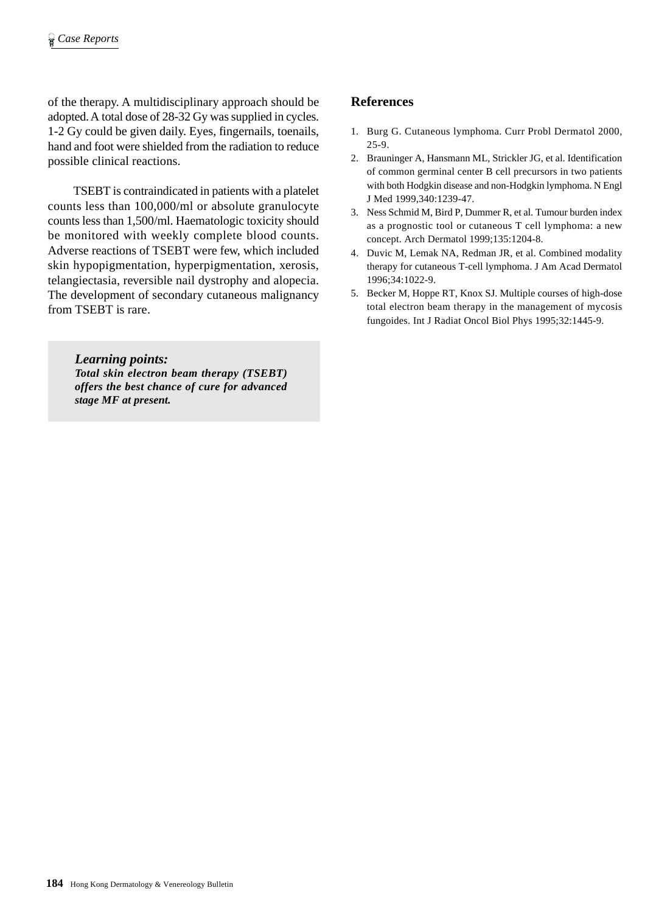of the therapy. A multidisciplinary approach should be adopted. A total dose of 28-32 Gy was supplied in cycles. 1-2 Gy could be given daily. Eyes, fingernails, toenails, hand and foot were shielded from the radiation to reduce possible clinical reactions.

TSEBT is contraindicated in patients with a platelet counts less than 100,000/ml or absolute granulocyte counts less than 1,500/ml. Haematologic toxicity should be monitored with weekly complete blood counts. Adverse reactions of TSEBT were few, which included skin hypopigmentation, hyperpigmentation, xerosis, telangiectasia, reversible nail dystrophy and alopecia. The development of secondary cutaneous malignancy from TSEBT is rare.

> ***Learning points:***
> ***Total skin electron beam therapy (TSEBT) offers the best chance of cure for advanced stage MF at present.***

## References

1. Burg G. Cutaneous lymphoma. Curr Probl Dermatol 2000, 25-9.
2. Brauninger A, Hansmann ML, Strickler JG, et al. Identification of common germinal center B cell precursors in two patients with both Hodgkin disease and non-Hodgkin lymphoma. N Engl J Med 1999,340:1239-47.
3. Ness Schmid M, Bird P, Dummer R, et al. Tumour burden index as a prognostic tool or cutaneous T cell lymphoma: a new concept. Arch Dermatol 1999;135:1204-8.
4. Duvic M, Lemak NA, Redman JR, et al. Combined modality therapy for cutaneous T-cell lymphoma. J Am Acad Dermatol 1996;34:1022-9.
5. Becker M, Hoppe RT, Knox SJ. Multiple courses of high-dose total electron beam therapy in the management of mycosis fungoides. Int J Radiat Oncol Biol Phys 1995;32:1445-9.